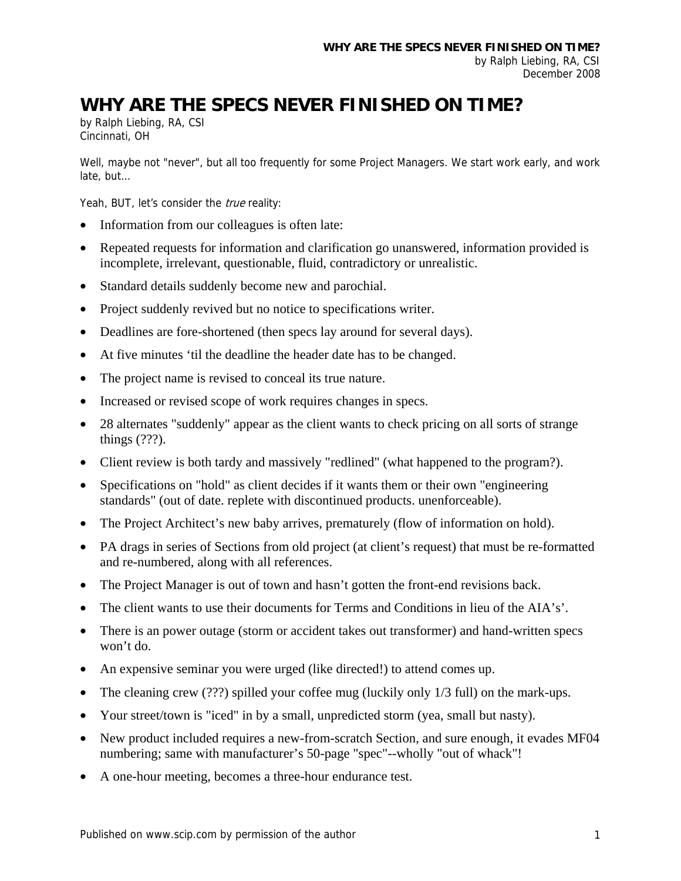# WHY ARE THE SPECS NEVER FINISHED ON TIME?

by Ralph Liebing, RA, CSI
Cincinnati, OH

Well, maybe not "never", but all too frequently for some Project Managers. We start work early, and work late, but…

Yeah, BUT, let's consider the *true* reality:

- Information from our colleagues is often late:
- Repeated requests for information and clarification go unanswered, information provided is incomplete, irrelevant, questionable, fluid, contradictory or unrealistic.
- Standard details suddenly become new and parochial.
- Project suddenly revived but no notice to specifications writer.
- Deadlines are fore-shortened (then specs lay around for several days).
- At five minutes 'til the deadline the header date has to be changed.
- The project name is revised to conceal its true nature.
- Increased or revised scope of work requires changes in specs.
- 28 alternates "suddenly" appear as the client wants to check pricing on all sorts of strange things (???).
- Client review is both tardy and massively "redlined" (what happened to the program?).
- Specifications on "hold" as client decides if it wants them or their own "engineering standards" (out of date. replete with discontinued products. unenforceable).
- The Project Architect's new baby arrives, prematurely (flow of information on hold).
- PA drags in series of Sections from old project (at client's request) that must be re-formatted and re-numbered, along with all references.
- The Project Manager is out of town and hasn't gotten the front-end revisions back.
- The client wants to use their documents for Terms and Conditions in lieu of the AIA's'.
- There is an power outage (storm or accident takes out transformer) and hand-written specs won't do.
- An expensive seminar you were urged (like directed!) to attend comes up.
- The cleaning crew (???) spilled your coffee mug (luckily only 1/3 full) on the mark-ups.
- Your street/town is "iced" in by a small, unpredicted storm (yea, small but nasty).
- New product included requires a new-from-scratch Section, and sure enough, it evades MF04 numbering; same with manufacturer's 50-page "spec"--wholly "out of whack"!
- A one-hour meeting, becomes a three-hour endurance test.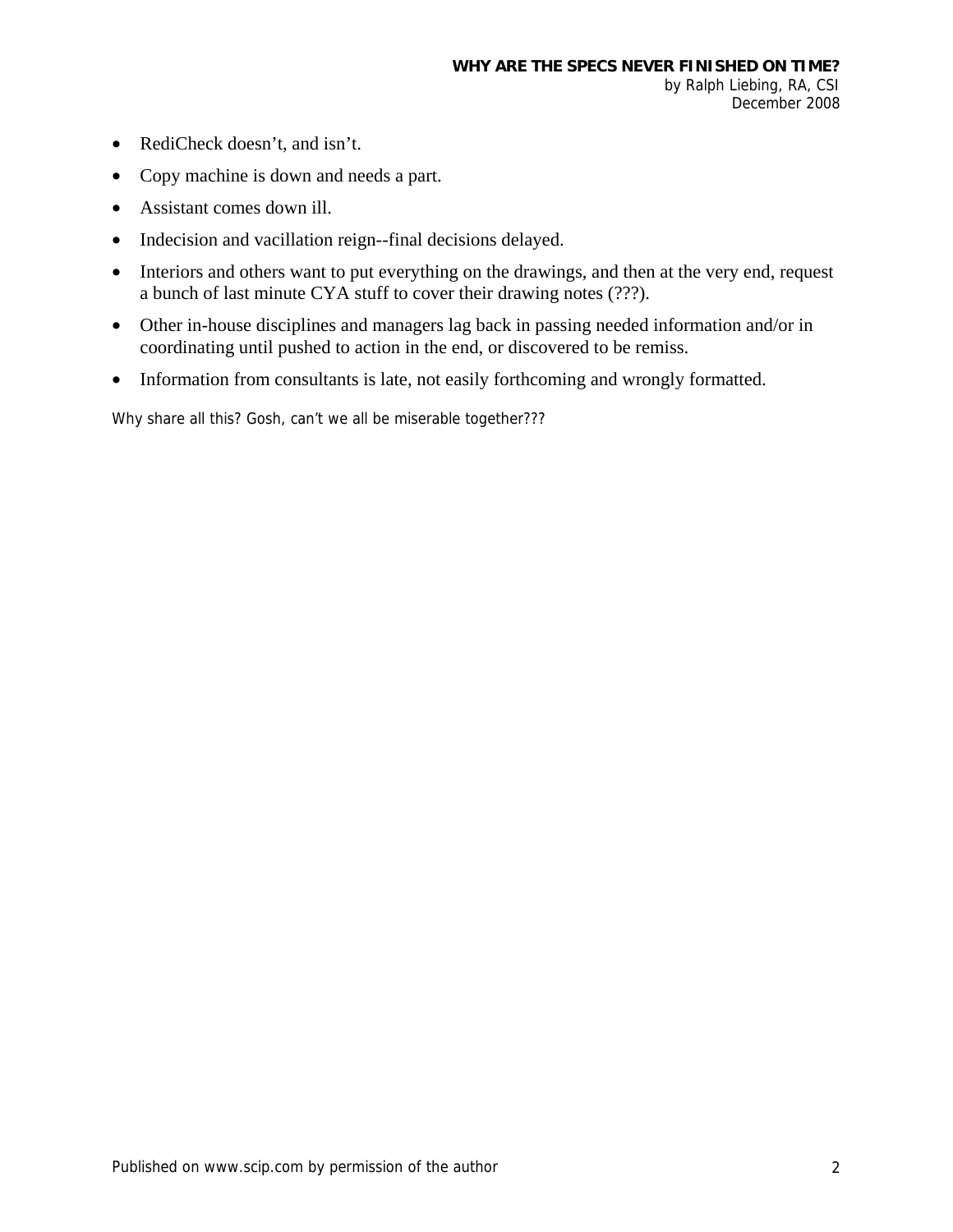- RediCheck doesn't, and isn't.
- Copy machine is down and needs a part.
- Assistant comes down ill.
- Indecision and vacillation reign--final decisions delayed.
- Interiors and others want to put everything on the drawings, and then at the very end, request a bunch of last minute CYA stuff to cover their drawing notes (???).
- Other in-house disciplines and managers lag back in passing needed information and/or in coordinating until pushed to action in the end, or discovered to be remiss.
- Information from consultants is late, not easily forthcoming and wrongly formatted.

Why share all this? Gosh, can't we all be miserable together???